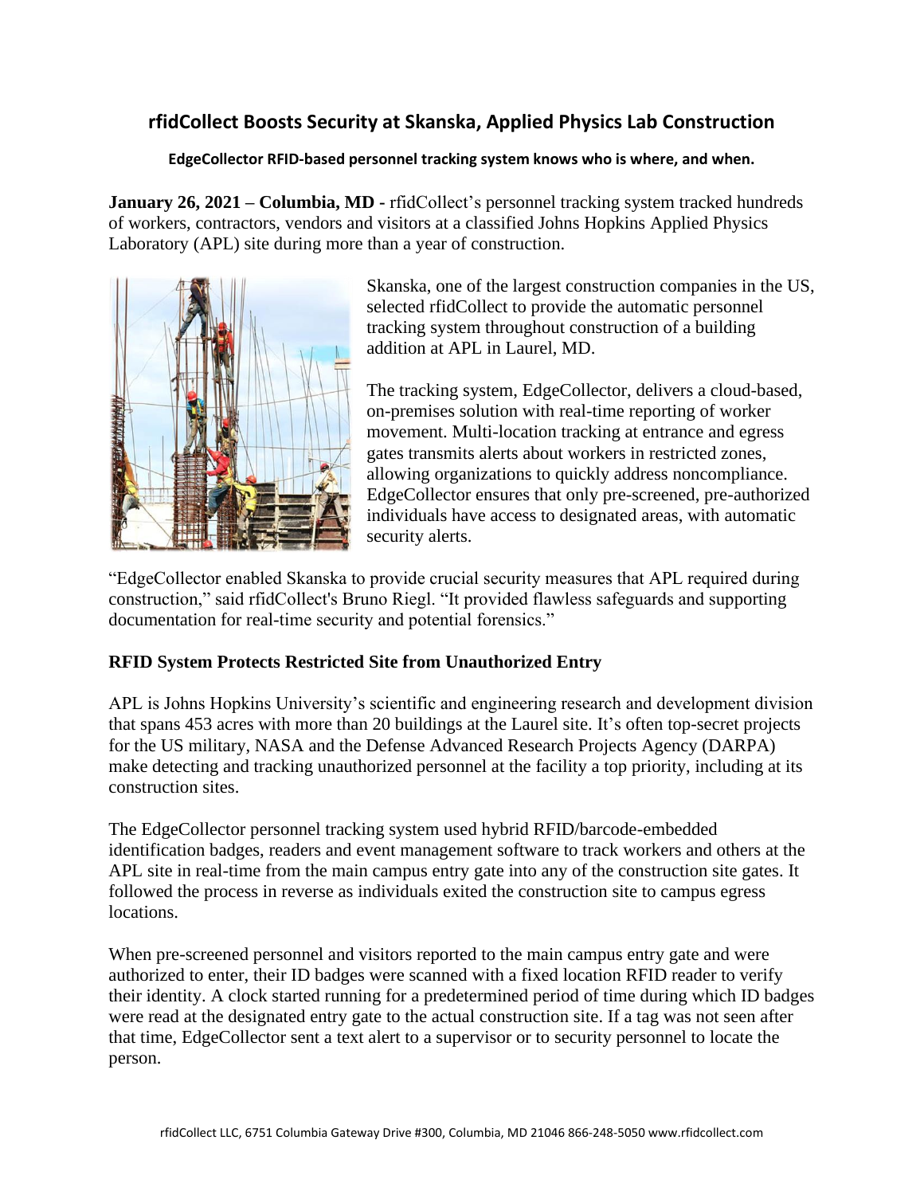# rfidCollect Boosts Security at Skanska, Applied Physics Lab Construction

**EdgeCollector RFID-based personnel tracking system knows who is where, and when.**

**January 26, 2021 – Columbia, MD -** rfidCollect's personnel tracking system tracked hundreds of workers, contractors, vendors and visitors at a classified Johns Hopkins Applied Physics Laboratory (APL) site during more than a year of construction.

Skanska, one of the largest construction companies in the US, selected rfidCollect to provide the automatic personnel tracking system throughout construction of a building addition at APL in Laurel, MD.

The tracking system, EdgeCollector, delivers a cloud-based, on-premises solution with real-time reporting of worker movement. Multi-location tracking at entrance and egress gates transmits alerts about workers in restricted zones, allowing organizations to quickly address noncompliance. EdgeCollector ensures that only pre-screened, pre-authorized individuals have access to designated areas, with automatic security alerts.

"EdgeCollector enabled Skanska to provide crucial security measures that APL required during construction," said rfidCollect's Bruno Riegl. "It provided flawless safeguards and supporting documentation for real-time security and potential forensics."

## RFID System Protects Restricted Site from Unauthorized Entry

APL is Johns Hopkins University's scientific and engineering research and development division that spans 453 acres with more than 20 buildings at the Laurel site. It's often top-secret projects for the US military, NASA and the Defense Advanced Research Projects Agency (DARPA) make detecting and tracking unauthorized personnel at the facility a top priority, including at its construction sites.

The EdgeCollector personnel tracking system used hybrid RFID/barcode-embedded identification badges, readers and event management software to track workers and others at the APL site in real-time from the main campus entry gate into any of the construction site gates. It followed the process in reverse as individuals exited the construction site to campus egress locations.

When pre-screened personnel and visitors reported to the main campus entry gate and were authorized to enter, their ID badges were scanned with a fixed location RFID reader to verify their identity. A clock started running for a predetermined period of time during which ID badges were read at the designated entry gate to the actual construction site. If a tag was not seen after that time, EdgeCollector sent a text alert to a supervisor or to security personnel to locate the person.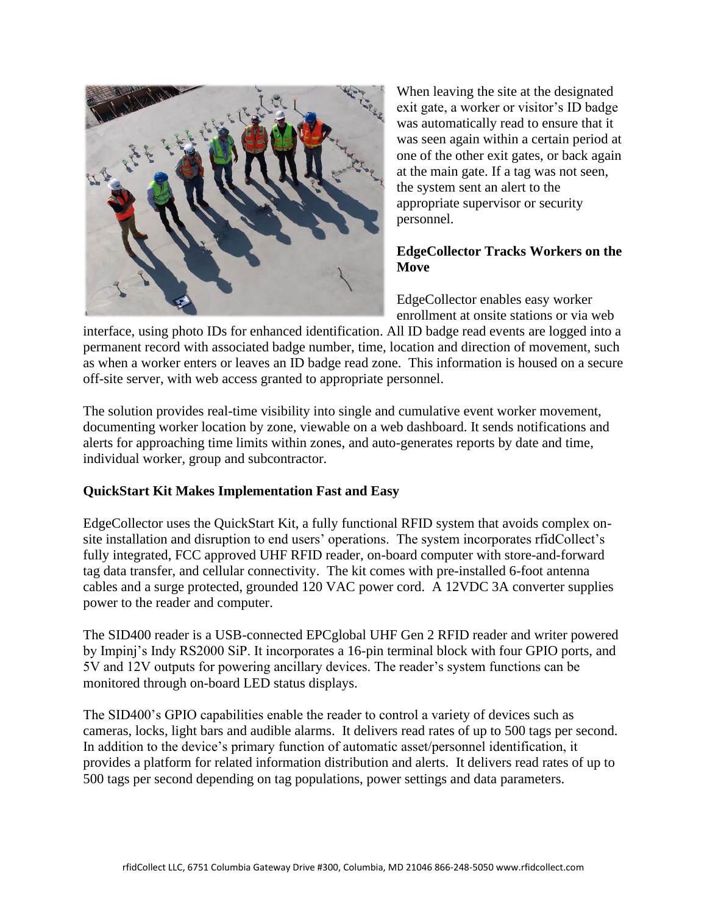When leaving the site at the designated exit gate, a worker or visitor's ID badge was automatically read to ensure that it was seen again within a certain period at one of the other exit gates, or back again at the main gate. If a tag was not seen, the system sent an alert to the appropriate supervisor or security personnel.

**EdgeCollector Tracks Workers on the Move**

EdgeCollector enables easy worker enrollment at onsite stations or via web interface, using photo IDs for enhanced identification. All ID badge read events are logged into a permanent record with associated badge number, time, location and direction of movement, such as when a worker enters or leaves an ID badge read zone. This information is housed on a secure off-site server, with web access granted to appropriate personnel.

The solution provides real-time visibility into single and cumulative event worker movement, documenting worker location by zone, viewable on a web dashboard. It sends notifications and alerts for approaching time limits within zones, and auto-generates reports by date and time, individual worker, group and subcontractor.

**QuickStart Kit Makes Implementation Fast and Easy**

EdgeCollector uses the QuickStart Kit, a fully functional RFID system that avoids complex on-site installation and disruption to end users' operations. The system incorporates rfidCollect's fully integrated, FCC approved UHF RFID reader, on-board computer with store-and-forward tag data transfer, and cellular connectivity. The kit comes with pre-installed 6-foot antenna cables and a surge protected, grounded 120 VAC power cord. A 12VDC 3A converter supplies power to the reader and computer.

The SID400 reader is a USB-connected EPCglobal UHF Gen 2 RFID reader and writer powered by Impinj's Indy RS2000 SiP. It incorporates a 16-pin terminal block with four GPIO ports, and 5V and 12V outputs for powering ancillary devices. The reader's system functions can be monitored through on-board LED status displays.

The SID400's GPIO capabilities enable the reader to control a variety of devices such as cameras, locks, light bars and audible alarms. It delivers read rates of up to 500 tags per second. In addition to the device's primary function of automatic asset/personnel identification, it provides a platform for related information distribution and alerts. It delivers read rates of up to 500 tags per second depending on tag populations, power settings and data parameters.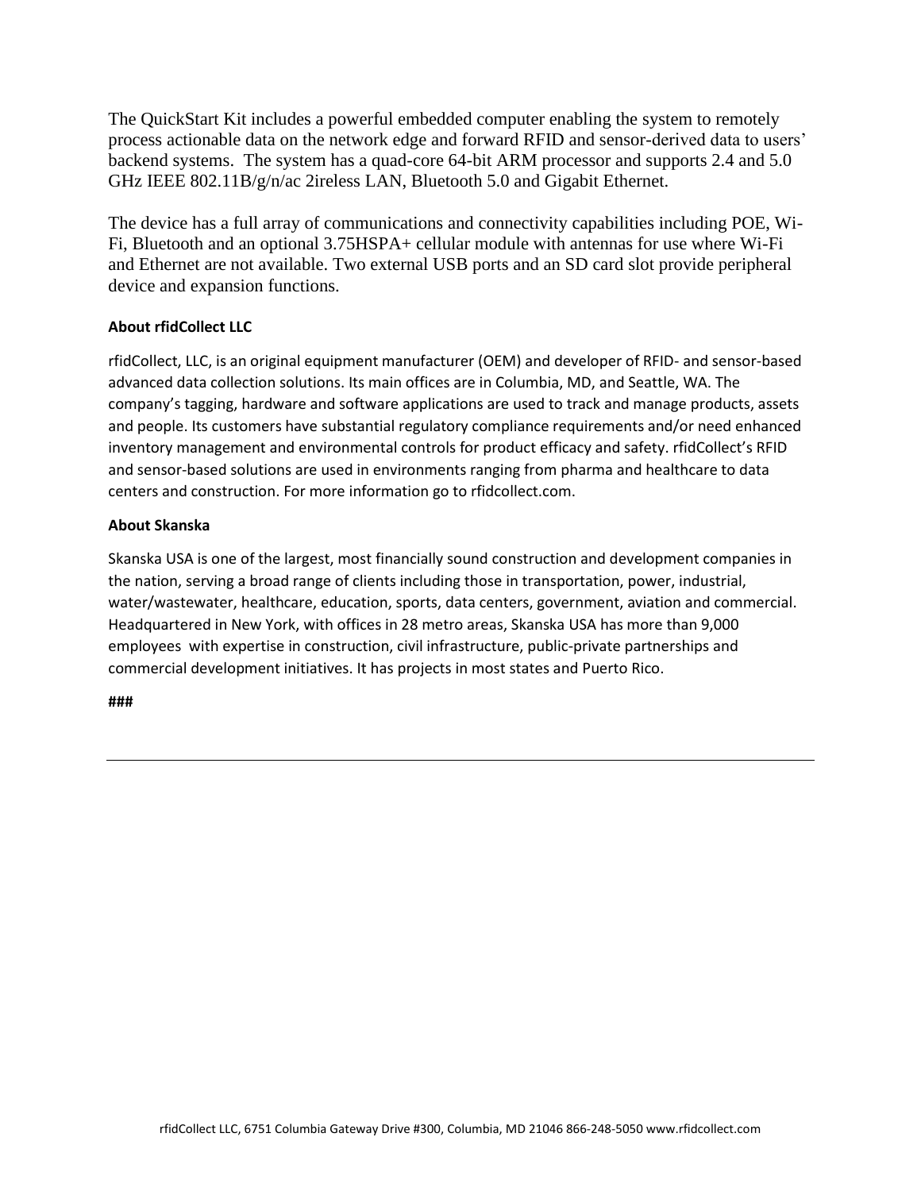The QuickStart Kit includes a powerful embedded computer enabling the system to remotely process actionable data on the network edge and forward RFID and sensor-derived data to users' backend systems. The system has a quad-core 64-bit ARM processor and supports 2.4 and 5.0 GHz IEEE 802.11B/g/n/ac 2ireless LAN, Bluetooth 5.0 and Gigabit Ethernet.

The device has a full array of communications and connectivity capabilities including POE, Wi-Fi, Bluetooth and an optional 3.75HSPA+ cellular module with antennas for use where Wi-Fi and Ethernet are not available. Two external USB ports and an SD card slot provide peripheral device and expansion functions.

**About rfidCollect LLC**

rfidCollect, LLC, is an original equipment manufacturer (OEM) and developer of RFID- and sensor-based advanced data collection solutions. Its main offices are in Columbia, MD, and Seattle, WA. The company's tagging, hardware and software applications are used to track and manage products, assets and people. Its customers have substantial regulatory compliance requirements and/or need enhanced inventory management and environmental controls for product efficacy and safety. rfidCollect's RFID and sensor-based solutions are used in environments ranging from pharma and healthcare to data centers and construction. For more information go to rfidcollect.com.

**About Skanska**

Skanska USA is one of the largest, most financially sound construction and development companies in the nation, serving a broad range of clients including those in transportation, power, industrial, water/wastewater, healthcare, education, sports, data centers, government, aviation and commercial. Headquartered in New York, with offices in 28 metro areas, Skanska USA has more than 9,000 employees with expertise in construction, civil infrastructure, public-private partnerships and commercial development initiatives. It has projects in most states and Puerto Rico.

**###**

---

rfidCollect LLC, 6751 Columbia Gateway Drive #300, Columbia, MD 21046 866-248-5050 www.rfidcollect.com